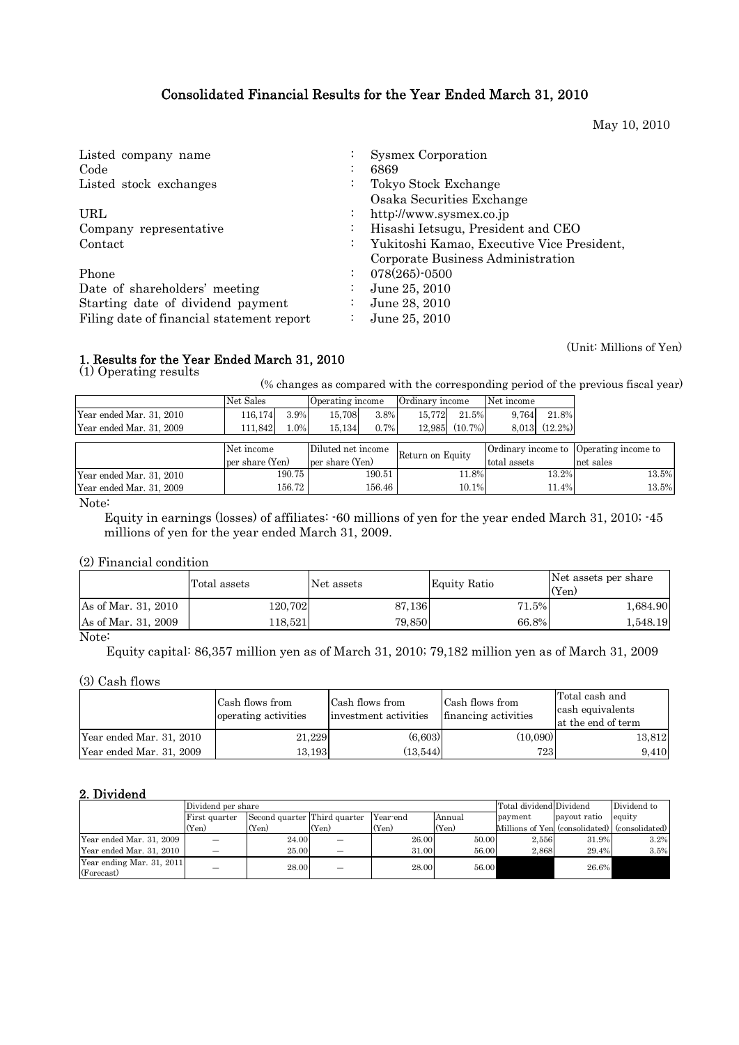# Consolidated Financial Results for the Year Ended March 31, 2010

May 10, 2010

| | | |
|---|---|---|
| Listed company name | : | Sysmex Corporation |
| Code | : | 6869 |
| Listed stock exchanges | : | Tokyo Stock Exchange<br>Osaka Securities Exchange |
| URL | : | http://www.sysmex.co.jp |
| Company representative | : | Hisashi Ietsugu, President and CEO |
| Contact | : | Yukitoshi Kamao, Executive Vice President,<br>Corporate Business Administration |
| Phone | : | 078(265)-0500 |
| Date of shareholders' meeting | : | June 25, 2010 |
| Starting date of dividend payment | : | June 28, 2010 |
| Filing date of financial statement report | : | June 25, 2010 |

(Unit: Millions of Yen)

## 1. Results for the Year Ended March 31, 2010

### (1) Operating results

(% changes as compared with the corresponding period of the previous fiscal year)

| | Net Sales | | Operating income | | Ordinary income | | Net income | |
|---|---|---|---|---|---|---|---|---|
| Year ended Mar. 31, 2010 | 116,174 | 3.9% | 15,708 | 3.8% | 15,772 | 21.5% | 9,764 | 21.8% |
| Year ended Mar. 31, 2009 | 111,842 | 1.0% | 15,134 | 0.7% | 12,985 | (10.7%) | 8,013 | (12.2%) |

| | Net income per share (Yen) | Diluted net income per share (Yen) | Return on Equity | Ordinary income to total assets | Operating income to net sales |
|---|---|---|---|---|---|
| Year ended Mar. 31, 2010 | 190.75 | 190.51 | 11.8% | 13.2% | 13.5% |
| Year ended Mar. 31, 2009 | 156.72 | 156.46 | 10.1% | 11.4% | 13.5% |

Note:

Equity in earnings (losses) of affiliates: -60 millions of yen for the year ended March 31, 2010; -45 millions of yen for the year ended March 31, 2009.

### (2) Financial condition

| | Total assets | Net assets | Equity Ratio | Net assets per share (Yen) |
|---|---|---|---|---|
| As of Mar. 31, 2010 | 120,702 | 87,136 | 71.5% | 1,684.90 |
| As of Mar. 31, 2009 | 118,521 | 79,850 | 66.8% | 1,548.19 |

Note:

Equity capital: 86,357 million yen as of March 31, 2010; 79,182 million yen as of March 31, 2009

### (3) Cash flows

| | Cash flows from operating activities | Cash flows from investment activities | Cash flows from financing activities | Total cash and cash equivalents at the end of term |
|---|---|---|---|---|
| Year ended Mar. 31, 2010 | 21,229 | (6,603) | (10,090) | 13,812 |
| Year ended Mar. 31, 2009 | 13,193 | (13,544) | 723 | 9,410 |

## 2. Dividend

| | Dividend per share | | | | | Total dividend payment | Dividend payout ratio | Dividend to equity |
|---|---|---|---|---|---|---|---|---|
| | First quarter (Yen) | Second quarter (Yen) | Third quarter (Yen) | Year-end (Yen) | Annual (Yen) | Millions of Yen | (consolidated) | (consolidated) |
| Year ended Mar. 31, 2009 | — | 24.00 | — | 26.00 | 50.00 | 2,556 | 31.9% | 3.2% |
| Year ended Mar. 31, 2010 | — | 25.00 | — | 31.00 | 56.00 | 2,868 | 29.4% | 3.5% |
| Year ending Mar. 31, 2011 (Forecast) | — | 28.00 | — | 28.00 | 56.00 | | 26.6% | |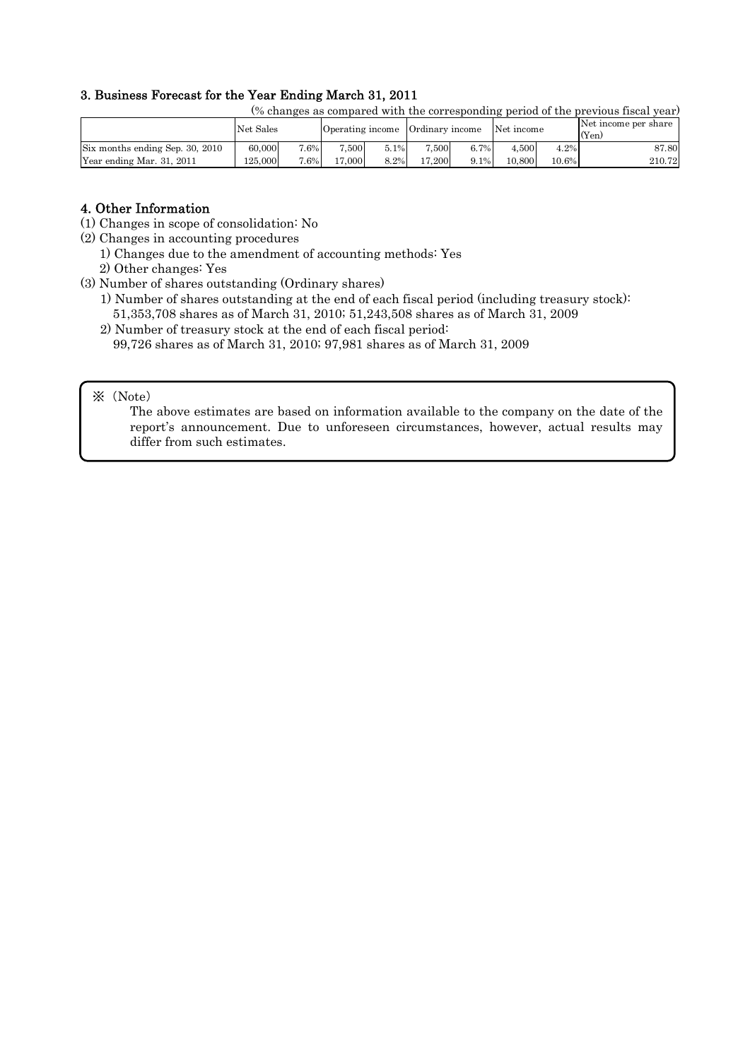### 3. Business Forecast for the Year Ending March 31, 2011

(% changes as compared with the corresponding period of the previous fiscal year)

| | Net Sales | | Operating income | | Ordinary income | | Net income | | Net income per share (Yen) |
|---|---|---|---|---|---|---|---|---|---|
| Six months ending Sep. 30, 2010 | 60,000 | 7.6% | 7,500 | 5.1% | 7,500 | 6.7% | 4,500 | 4.2% | 87.80 |
| Year ending Mar. 31, 2011 | 125,000 | 7.6% | 17,000 | 8.2% | 17,200 | 9.1% | 10,800 | 10.6% | 210.72 |

### 4. Other Information

(1) Changes in scope of consolidation: No

(2) Changes in accounting procedures

1) Changes due to the amendment of accounting methods: Yes

2) Other changes: Yes

(3) Number of shares outstanding (Ordinary shares)

1) Number of shares outstanding at the end of each fiscal period (including treasury stock):
51,353,708 shares as of March 31, 2010; 51,243,508 shares as of March 31, 2009

2) Number of treasury stock at the end of each fiscal period:
99,726 shares as of March 31, 2010; 97,981 shares as of March 31, 2009

※ (Note)

The above estimates are based on information available to the company on the date of the report's announcement. Due to unforeseen circumstances, however, actual results may differ from such estimates.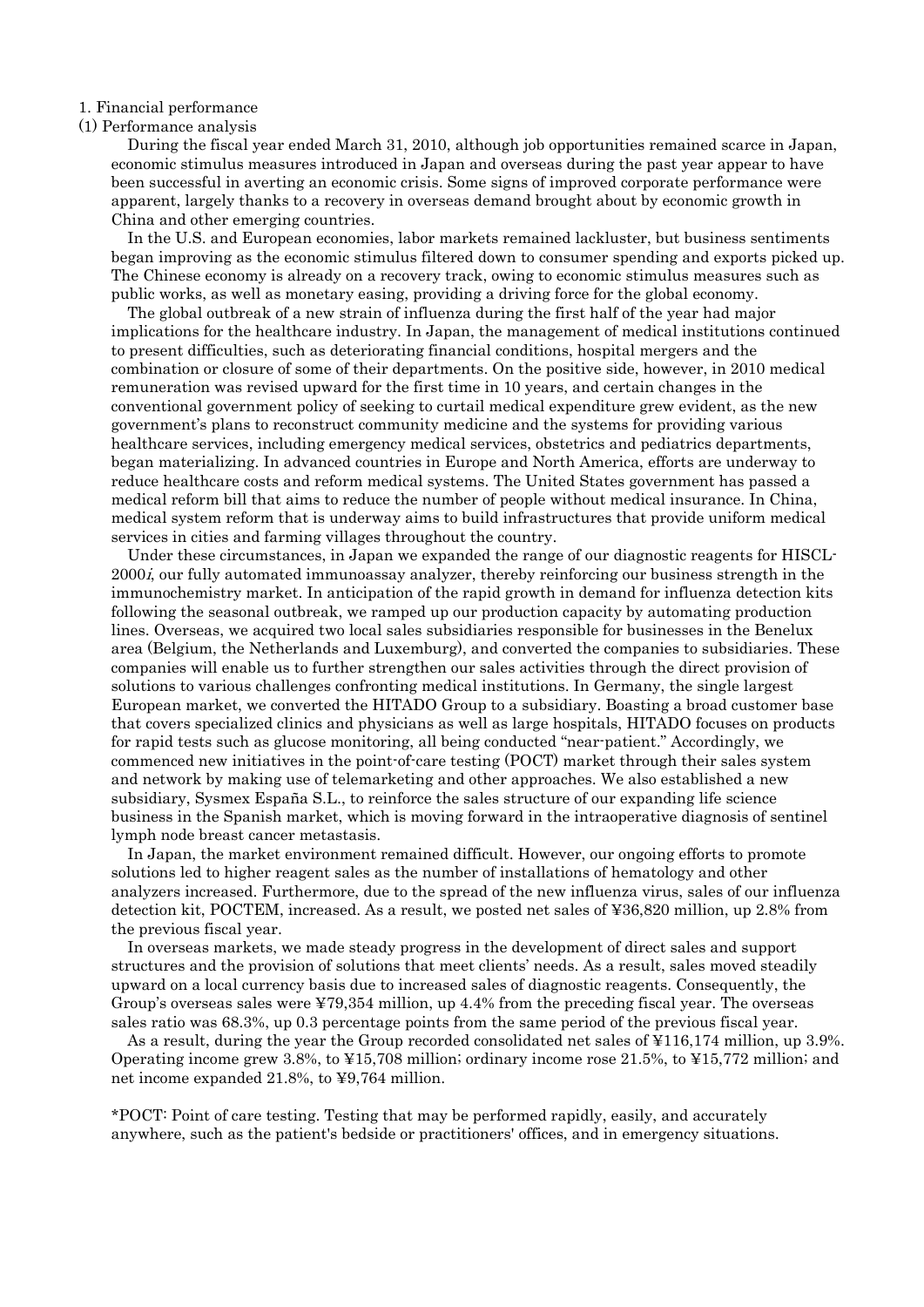## 1. Financial performance

### (1) Performance analysis

During the fiscal year ended March 31, 2010, although job opportunities remained scarce in Japan, economic stimulus measures introduced in Japan and overseas during the past year appear to have been successful in averting an economic crisis. Some signs of improved corporate performance were apparent, largely thanks to a recovery in overseas demand brought about by economic growth in China and other emerging countries.

In the U.S. and European economies, labor markets remained lackluster, but business sentiments began improving as the economic stimulus filtered down to consumer spending and exports picked up. The Chinese economy is already on a recovery track, owing to economic stimulus measures such as public works, as well as monetary easing, providing a driving force for the global economy.

The global outbreak of a new strain of influenza during the first half of the year had major implications for the healthcare industry. In Japan, the management of medical institutions continued to present difficulties, such as deteriorating financial conditions, hospital mergers and the combination or closure of some of their departments. On the positive side, however, in 2010 medical remuneration was revised upward for the first time in 10 years, and certain changes in the conventional government policy of seeking to curtail medical expenditure grew evident, as the new government's plans to reconstruct community medicine and the systems for providing various healthcare services, including emergency medical services, obstetrics and pediatrics departments, began materializing. In advanced countries in Europe and North America, efforts are underway to reduce healthcare costs and reform medical systems. The United States government has passed a medical reform bill that aims to reduce the number of people without medical insurance. In China, medical system reform that is underway aims to build infrastructures that provide uniform medical services in cities and farming villages throughout the country.

Under these circumstances, in Japan we expanded the range of our diagnostic reagents for HISCL-2000*i*, our fully automated immunoassay analyzer, thereby reinforcing our business strength in the immunochemistry market. In anticipation of the rapid growth in demand for influenza detection kits following the seasonal outbreak, we ramped up our production capacity by automating production lines. Overseas, we acquired two local sales subsidiaries responsible for businesses in the Benelux area (Belgium, the Netherlands and Luxemburg), and converted the companies to subsidiaries. These companies will enable us to further strengthen our sales activities through the direct provision of solutions to various challenges confronting medical institutions. In Germany, the single largest European market, we converted the HITADO Group to a subsidiary. Boasting a broad customer base that covers specialized clinics and physicians as well as large hospitals, HITADO focuses on products for rapid tests such as glucose monitoring, all being conducted "near-patient." Accordingly, we commenced new initiatives in the point-of-care testing (POCT) market through their sales system and network by making use of telemarketing and other approaches. We also established a new subsidiary, Sysmex España S.L., to reinforce the sales structure of our expanding life science business in the Spanish market, which is moving forward in the intraoperative diagnosis of sentinel lymph node breast cancer metastasis.

In Japan, the market environment remained difficult. However, our ongoing efforts to promote solutions led to higher reagent sales as the number of installations of hematology and other analyzers increased. Furthermore, due to the spread of the new influenza virus, sales of our influenza detection kit, POCTEM, increased. As a result, we posted net sales of ¥36,820 million, up 2.8% from the previous fiscal year.

In overseas markets, we made steady progress in the development of direct sales and support structures and the provision of solutions that meet clients' needs. As a result, sales moved steadily upward on a local currency basis due to increased sales of diagnostic reagents. Consequently, the Group's overseas sales were ¥79,354 million, up 4.4% from the preceding fiscal year. The overseas sales ratio was 68.3%, up 0.3 percentage points from the same period of the previous fiscal year.

As a result, during the year the Group recorded consolidated net sales of ¥116,174 million, up 3.9%. Operating income grew 3.8%, to ¥15,708 million; ordinary income rose 21.5%, to ¥15,772 million; and net income expanded 21.8%, to ¥9,764 million.

*POCT: Point of care testing. Testing that may be performed rapidly, easily, and accurately anywhere, such as the patient's bedside or practitioners' offices, and in emergency situations.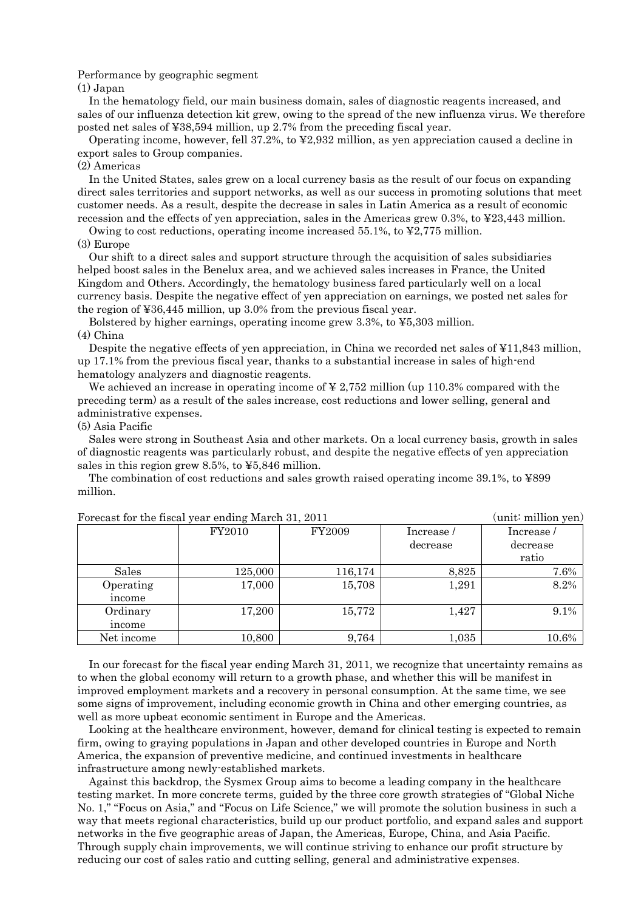Performance by geographic segment

(1) Japan

In the hematology field, our main business domain, sales of diagnostic reagents increased, and sales of our influenza detection kit grew, owing to the spread of the new influenza virus. We therefore posted net sales of ¥38,594 million, up 2.7% from the preceding fiscal year.

Operating income, however, fell 37.2%, to ¥2,932 million, as yen appreciation caused a decline in export sales to Group companies.

(2) Americas

In the United States, sales grew on a local currency basis as the result of our focus on expanding direct sales territories and support networks, as well as our success in promoting solutions that meet customer needs. As a result, despite the decrease in sales in Latin America as a result of economic recession and the effects of yen appreciation, sales in the Americas grew 0.3%, to ¥23,443 million.

Owing to cost reductions, operating income increased 55.1%, to ¥2,775 million.

(3) Europe

Our shift to a direct sales and support structure through the acquisition of sales subsidiaries helped boost sales in the Benelux area, and we achieved sales increases in France, the United Kingdom and Others. Accordingly, the hematology business fared particularly well on a local currency basis. Despite the negative effect of yen appreciation on earnings, we posted net sales for the region of ¥36,445 million, up 3.0% from the previous fiscal year.

Bolstered by higher earnings, operating income grew 3.3%, to ¥5,303 million.

(4) China

Despite the negative effects of yen appreciation, in China we recorded net sales of ¥11,843 million, up 17.1% from the previous fiscal year, thanks to a substantial increase in sales of high-end hematology analyzers and diagnostic reagents.

We achieved an increase in operating income of ¥ 2,752 million (up 110.3% compared with the preceding term) as a result of the sales increase, cost reductions and lower selling, general and administrative expenses.

(5) Asia Pacific

Sales were strong in Southeast Asia and other markets. On a local currency basis, growth in sales of diagnostic reagents was particularly robust, and despite the negative effects of yen appreciation sales in this region grew 8.5%, to ¥5,846 million.

The combination of cost reductions and sales growth raised operating income 39.1%, to ¥899 million.

Forecast for the fiscal year ending March 31, 2011 (unit: million yen)

| | FY2010 | FY2009 | Increase / decrease | Increase / decrease ratio |
|---|---|---|---|---|
| Sales | 125,000 | 116,174 | 8,825 | 7.6% |
| Operating income | 17,000 | 15,708 | 1,291 | 8.2% |
| Ordinary income | 17,200 | 15,772 | 1,427 | 9.1% |
| Net income | 10,800 | 9,764 | 1,035 | 10.6% |

In our forecast for the fiscal year ending March 31, 2011, we recognize that uncertainty remains as to when the global economy will return to a growth phase, and whether this will be manifest in improved employment markets and a recovery in personal consumption. At the same time, we see some signs of improvement, including economic growth in China and other emerging countries, as well as more upbeat economic sentiment in Europe and the Americas.

Looking at the healthcare environment, however, demand for clinical testing is expected to remain firm, owing to graying populations in Japan and other developed countries in Europe and North America, the expansion of preventive medicine, and continued investments in healthcare infrastructure among newly-established markets.

Against this backdrop, the Sysmex Group aims to become a leading company in the healthcare testing market. In more concrete terms, guided by the three core growth strategies of "Global Niche No. 1," "Focus on Asia," and "Focus on Life Science," we will promote the solution business in such a way that meets regional characteristics, build up our product portfolio, and expand sales and support networks in the five geographic areas of Japan, the Americas, Europe, China, and Asia Pacific. Through supply chain improvements, we will continue striving to enhance our profit structure by reducing our cost of sales ratio and cutting selling, general and administrative expenses.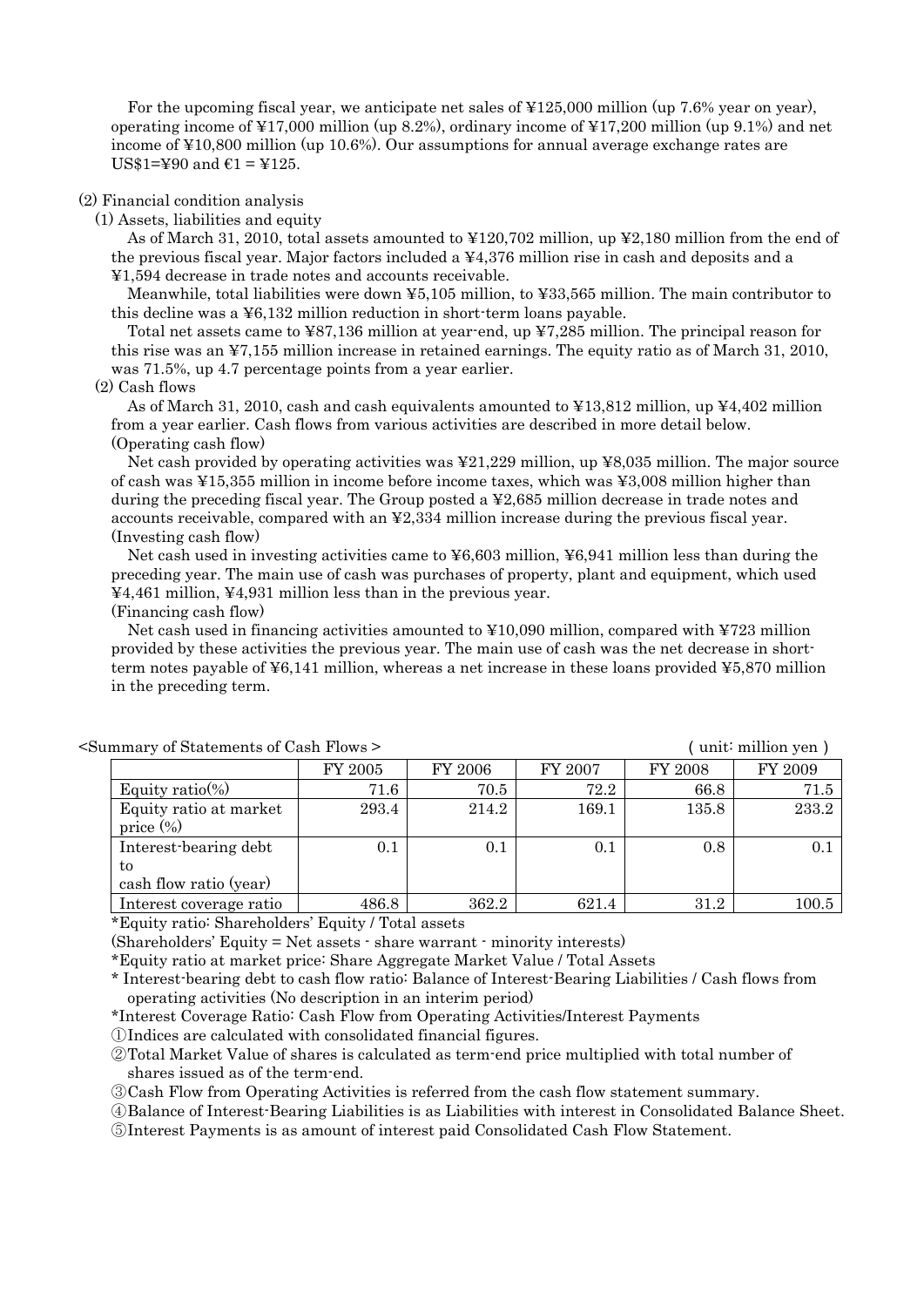For the upcoming fiscal year, we anticipate net sales of ¥125,000 million (up 7.6% year on year), operating income of ¥17,000 million (up 8.2%), ordinary income of ¥17,200 million (up 9.1%) and net income of ¥10,800 million (up 10.6%). Our assumptions for annual average exchange rates are US$1=¥90 and €1 = ¥125.

(2) Financial condition analysis

(1) Assets, liabilities and equity

As of March 31, 2010, total assets amounted to ¥120,702 million, up ¥2,180 million from the end of the previous fiscal year. Major factors included a ¥4,376 million rise in cash and deposits and a ¥1,594 decrease in trade notes and accounts receivable.

Meanwhile, total liabilities were down ¥5,105 million, to ¥33,565 million. The main contributor to this decline was a ¥6,132 million reduction in short-term loans payable.

Total net assets came to ¥87,136 million at year-end, up ¥7,285 million. The principal reason for this rise was an ¥7,155 million increase in retained earnings. The equity ratio as of March 31, 2010, was 71.5%, up 4.7 percentage points from a year earlier.

(2) Cash flows

As of March 31, 2010, cash and cash equivalents amounted to ¥13,812 million, up ¥4,402 million from a year earlier. Cash flows from various activities are described in more detail below.

(Operating cash flow)

Net cash provided by operating activities was ¥21,229 million, up ¥8,035 million. The major source of cash was ¥15,355 million in income before income taxes, which was ¥3,008 million higher than during the preceding fiscal year. The Group posted a ¥2,685 million decrease in trade notes and accounts receivable, compared with an ¥2,334 million increase during the previous fiscal year.

(Investing cash flow)

Net cash used in investing activities came to ¥6,603 million, ¥6,941 million less than during the preceding year. The main use of cash was purchases of property, plant and equipment, which used ¥4,461 million, ¥4,931 million less than in the previous year.

(Financing cash flow)

Net cash used in financing activities amounted to ¥10,090 million, compared with ¥723 million provided by these activities the previous year. The main use of cash was the net decrease in short-term notes payable of ¥6,141 million, whereas a net increase in these loans provided ¥5,870 million in the preceding term.

<Summary of Statements of Cash Flows > ( unit: million yen )

| | FY 2005 | FY 2006 | FY 2007 | FY 2008 | FY 2009 |
|---|---|---|---|---|---|
| Equity ratio(%) | 71.6 | 70.5 | 72.2 | 66.8 | 71.5 |
| Equity ratio at market price (%) | 293.4 | 214.2 | 169.1 | 135.8 | 233.2 |
| Interest-bearing debt to cash flow ratio (year) | 0.1 | 0.1 | 0.1 | 0.8 | 0.1 |
| Interest coverage ratio | 486.8 | 362.2 | 621.4 | 31.2 | 100.5 |

*Equity ratio: Shareholders' Equity / Total assets

(Shareholders' Equity = Net assets - share warrant - minority interests)

*Equity ratio at market price: Share Aggregate Market Value / Total Assets

* Interest-bearing debt to cash flow ratio: Balance of Interest-Bearing Liabilities / Cash flows from operating activities (No description in an interim period)

*Interest Coverage Ratio: Cash Flow from Operating Activities/Interest Payments

①Indices are calculated with consolidated financial figures.

②Total Market Value of shares is calculated as term-end price multiplied with total number of shares issued as of the term-end.

③Cash Flow from Operating Activities is referred from the cash flow statement summary.

④Balance of Interest-Bearing Liabilities is as Liabilities with interest in Consolidated Balance Sheet.

⑤Interest Payments is as amount of interest paid Consolidated Cash Flow Statement.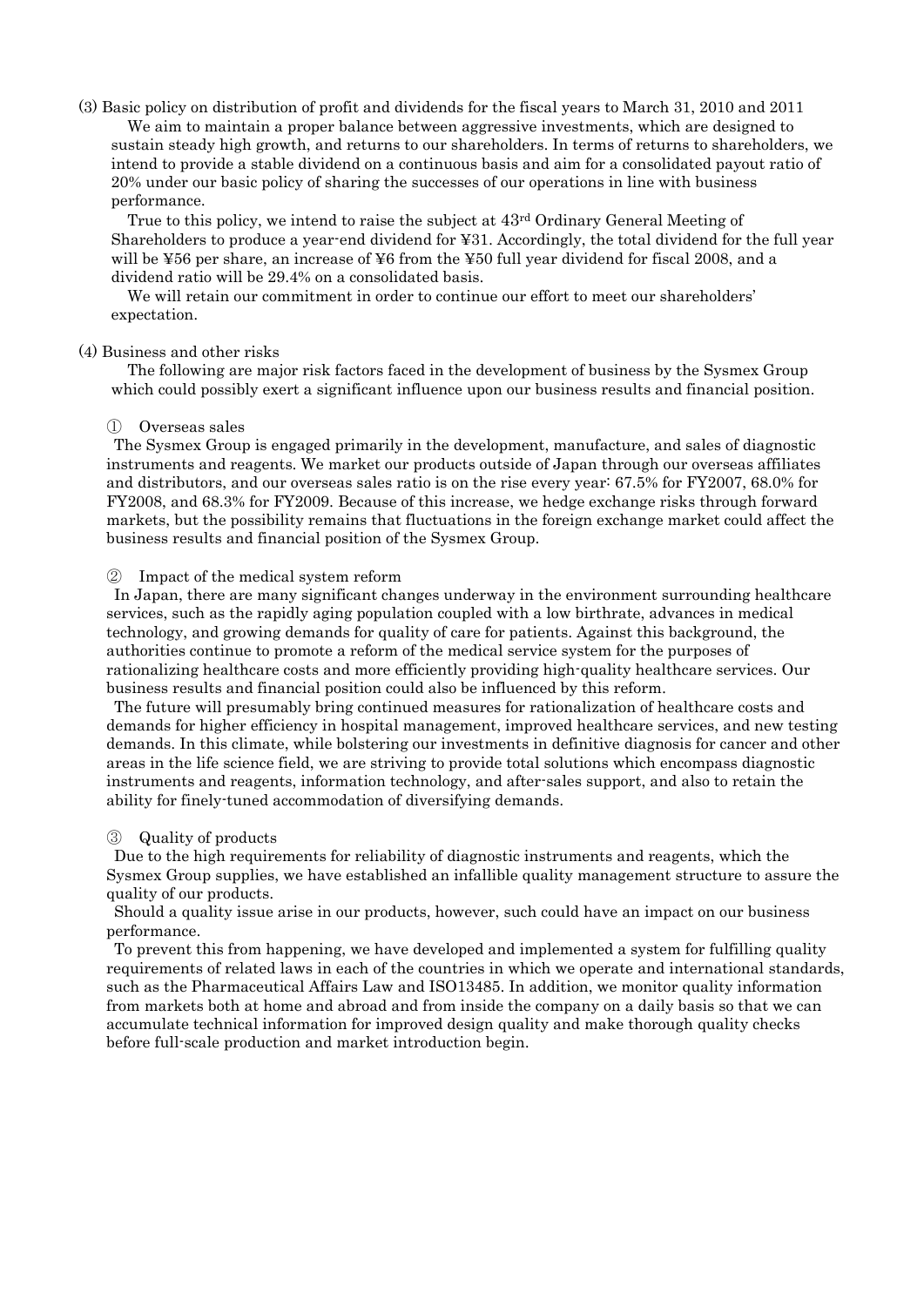(3) Basic policy on distribution of profit and dividends for the fiscal years to March 31, 2010 and 2011

We aim to maintain a proper balance between aggressive investments, which are designed to sustain steady high growth, and returns to our shareholders. In terms of returns to shareholders, we intend to provide a stable dividend on a continuous basis and aim for a consolidated payout ratio of 20% under our basic policy of sharing the successes of our operations in line with business performance.

True to this policy, we intend to raise the subject at 43rd Ordinary General Meeting of Shareholders to produce a year-end dividend for ¥31. Accordingly, the total dividend for the full year will be ¥56 per share, an increase of ¥6 from the ¥50 full year dividend for fiscal 2008, and a dividend ratio will be 29.4% on a consolidated basis.

We will retain our commitment in order to continue our effort to meet our shareholders' expectation.

(4) Business and other risks

The following are major risk factors faced in the development of business by the Sysmex Group which could possibly exert a significant influence upon our business results and financial position.

① Overseas sales

The Sysmex Group is engaged primarily in the development, manufacture, and sales of diagnostic instruments and reagents. We market our products outside of Japan through our overseas affiliates and distributors, and our overseas sales ratio is on the rise every year: 67.5% for FY2007, 68.0% for FY2008, and 68.3% for FY2009. Because of this increase, we hedge exchange risks through forward markets, but the possibility remains that fluctuations in the foreign exchange market could affect the business results and financial position of the Sysmex Group.

② Impact of the medical system reform

In Japan, there are many significant changes underway in the environment surrounding healthcare services, such as the rapidly aging population coupled with a low birthrate, advances in medical technology, and growing demands for quality of care for patients. Against this background, the authorities continue to promote a reform of the medical service system for the purposes of rationalizing healthcare costs and more efficiently providing high-quality healthcare services. Our business results and financial position could also be influenced by this reform.

The future will presumably bring continued measures for rationalization of healthcare costs and demands for higher efficiency in hospital management, improved healthcare services, and new testing demands. In this climate, while bolstering our investments in definitive diagnosis for cancer and other areas in the life science field, we are striving to provide total solutions which encompass diagnostic instruments and reagents, information technology, and after-sales support, and also to retain the ability for finely-tuned accommodation of diversifying demands.

③ Quality of products

Due to the high requirements for reliability of diagnostic instruments and reagents, which the Sysmex Group supplies, we have established an infallible quality management structure to assure the quality of our products.

Should a quality issue arise in our products, however, such could have an impact on our business performance.

To prevent this from happening, we have developed and implemented a system for fulfilling quality requirements of related laws in each of the countries in which we operate and international standards, such as the Pharmaceutical Affairs Law and ISO13485. In addition, we monitor quality information from markets both at home and abroad and from inside the company on a daily basis so that we can accumulate technical information for improved design quality and make thorough quality checks before full-scale production and market introduction begin.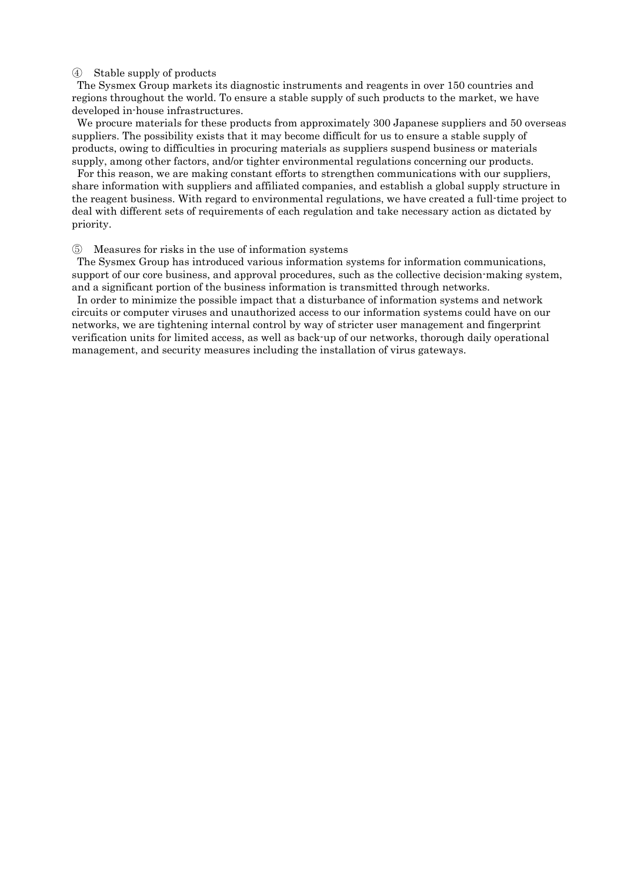④ Stable supply of products

The Sysmex Group markets its diagnostic instruments and reagents in over 150 countries and regions throughout the world. To ensure a stable supply of such products to the market, we have developed in-house infrastructures.

We procure materials for these products from approximately 300 Japanese suppliers and 50 overseas suppliers. The possibility exists that it may become difficult for us to ensure a stable supply of products, owing to difficulties in procuring materials as suppliers suspend business or materials supply, among other factors, and/or tighter environmental regulations concerning our products.

For this reason, we are making constant efforts to strengthen communications with our suppliers, share information with suppliers and affiliated companies, and establish a global supply structure in the reagent business. With regard to environmental regulations, we have created a full-time project to deal with different sets of requirements of each regulation and take necessary action as dictated by priority.

⑤ Measures for risks in the use of information systems

The Sysmex Group has introduced various information systems for information communications, support of our core business, and approval procedures, such as the collective decision-making system, and a significant portion of the business information is transmitted through networks.

In order to minimize the possible impact that a disturbance of information systems and network circuits or computer viruses and unauthorized access to our information systems could have on our networks, we are tightening internal control by way of stricter user management and fingerprint verification units for limited access, as well as back-up of our networks, thorough daily operational management, and security measures including the installation of virus gateways.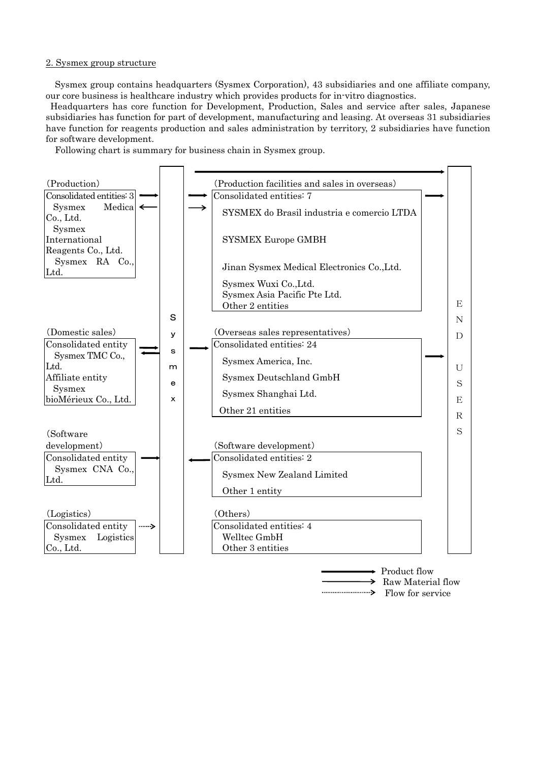2. Sysmex group structure

Sysmex group contains headquarters (Sysmex Corporation), 43 subsidiaries and one affiliate company, our core business is healthcare industry which provides products for in-vitro diagnostics.

Headquarters has core function for Development, Production, Sales and service after sales, Japanese subsidiaries has function for part of development, manufacturing and leasing. At overseas 31 subsidiaries have function for reagents production and sales administration by territory, 2 subsidiaries have function for software development.

Following chart is summary for business chain in Sysmex group.

(Production)
Consolidated entities: 3
- Sysmex Medica Co., Ltd.
- Sysmex International Reagents Co., Ltd.
- Sysmex RA Co., Ltd.

(Domestic sales)
Consolidated entity
- Sysmex TMC Co., Ltd.

Affiliate entity
- Sysmex bioMérieux Co., Ltd.

(Software development)
Consolidated entity
- Sysmex CNA Co., Ltd.

(Logistics)
Consolidated entity
- Sysmex Logistics Co., Ltd.

Sysmex

(Production facilities and sales in overseas)
Consolidated entities: 7
- SYSMEX do Brasil industria e comercio LTDA
- SYSMEX Europe GMBH
- Jinan Sysmex Medical Electronics Co.,Ltd.
- Sysmex Wuxi Co.,Ltd.
- Sysmex Asia Pacific Pte Ltd.
- Other 2 entities

(Overseas sales representatives)
Consolidated entities: 24
- Sysmex America, Inc.
- Sysmex Deutschland GmbH
- Sysmex Shanghai Ltd.
- Other 21 entities

(Software development)
Consolidated entities: 2
- Sysmex New Zealand Limited
- Other 1 entity

(Others)
Consolidated entities: 4
- Welltec GmbH
- Other 3 entities

END USERS

Legend:
- Product flow
- Raw Material flow
- Flow for service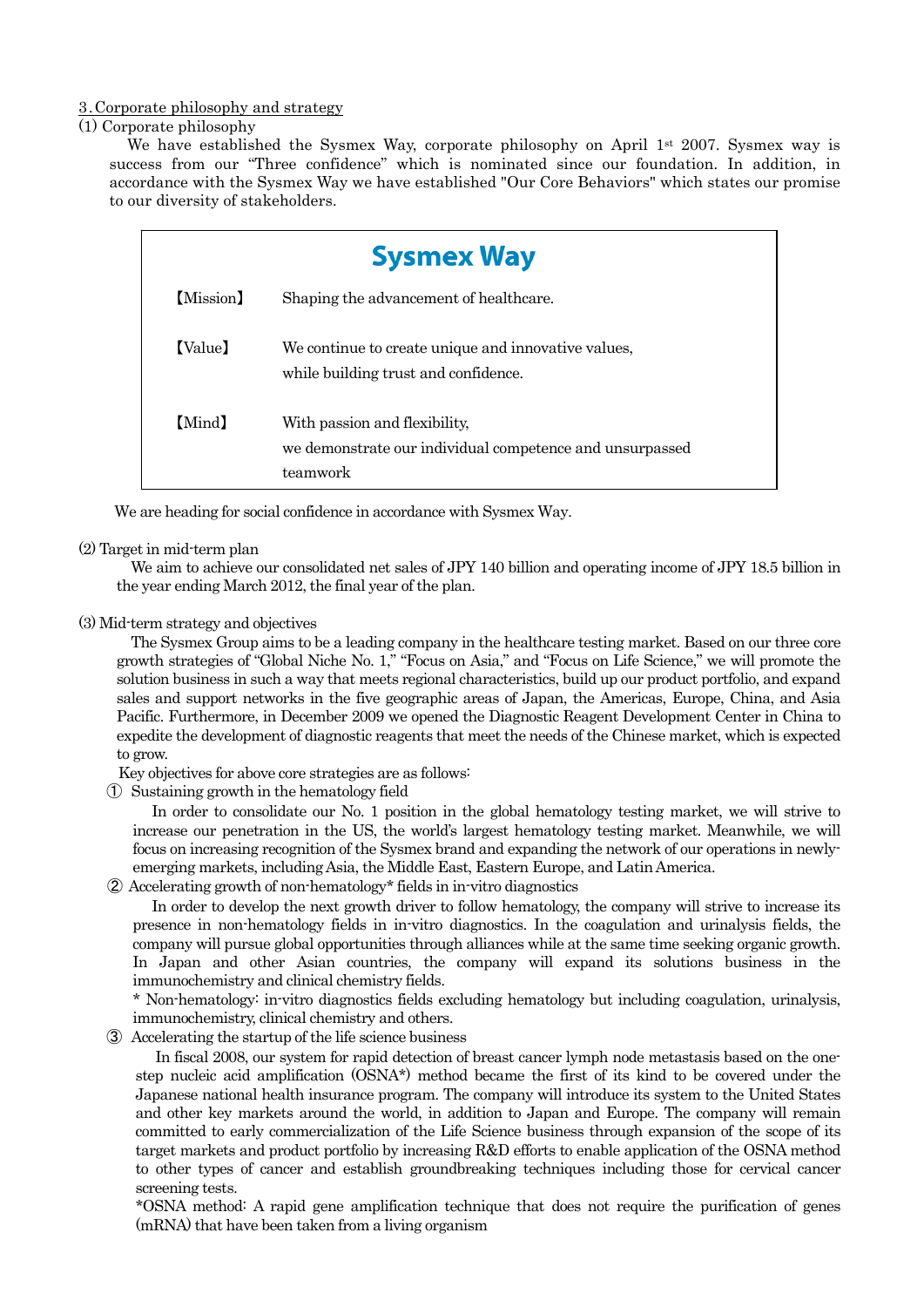## 3. Corporate philosophy and strategy

### (1) Corporate philosophy

We have established the Sysmex Way, corporate philosophy on April 1st 2007. Sysmex way is success from our "Three confidence" which is nominated since our foundation. In addition, in accordance with the Sysmex Way we have established "Our Core Behaviors" which states our promise to our diversity of stakeholders.

> **Sysmex Way**
>
> 【Mission】 Shaping the advancement of healthcare.
>
> 【Value】 We continue to create unique and innovative values, while building trust and confidence.
>
> 【Mind】 With passion and flexibility, we demonstrate our individual competence and unsurpassed teamwork

We are heading for social confidence in accordance with Sysmex Way.

### (2) Target in mid-term plan

We aim to achieve our consolidated net sales of JPY 140 billion and operating income of JPY 18.5 billion in the year ending March 2012, the final year of the plan.

### (3) Mid-term strategy and objectives

The Sysmex Group aims to be a leading company in the healthcare testing market. Based on our three core growth strategies of "Global Niche No. 1," "Focus on Asia," and "Focus on Life Science," we will promote the solution business in such a way that meets regional characteristics, build up our product portfolio, and expand sales and support networks in the five geographic areas of Japan, the Americas, Europe, China, and Asia Pacific. Furthermore, in December 2009 we opened the Diagnostic Reagent Development Center in China to expedite the development of diagnostic reagents that meet the needs of the Chinese market, which is expected to grow.

Key objectives for above core strategies are as follows:

① Sustaining growth in the hematology field

In order to consolidate our No. 1 position in the global hematology testing market, we will strive to increase our penetration in the US, the world's largest hematology testing market. Meanwhile, we will focus on increasing recognition of the Sysmex brand and expanding the network of our operations in newly-emerging markets, including Asia, the Middle East, Eastern Europe, and Latin America.

② Accelerating growth of non-hematology* fields in in-vitro diagnostics

In order to develop the next growth driver to follow hematology, the company will strive to increase its presence in non-hematology fields in in-vitro diagnostics. In the coagulation and urinalysis fields, the company will pursue global opportunities through alliances while at the same time seeking organic growth. In Japan and other Asian countries, the company will expand its solutions business in the immunochemistry and clinical chemistry fields.

\* Non-hematology: in-vitro diagnostics fields excluding hematology but including coagulation, urinalysis, immunochemistry, clinical chemistry and others.

③ Accelerating the startup of the life science business

In fiscal 2008, our system for rapid detection of breast cancer lymph node metastasis based on the one-step nucleic acid amplification (OSNA*) method became the first of its kind to be covered under the Japanese national health insurance program. The company will introduce its system to the United States and other key markets around the world, in addition to Japan and Europe. The company will remain committed to early commercialization of the Life Science business through expansion of the scope of its target markets and product portfolio by increasing R&D efforts to enable application of the OSNA method to other types of cancer and establish groundbreaking techniques including those for cervical cancer screening tests.

*OSNA method: A rapid gene amplification technique that does not require the purification of genes (mRNA) that have been taken from a living organism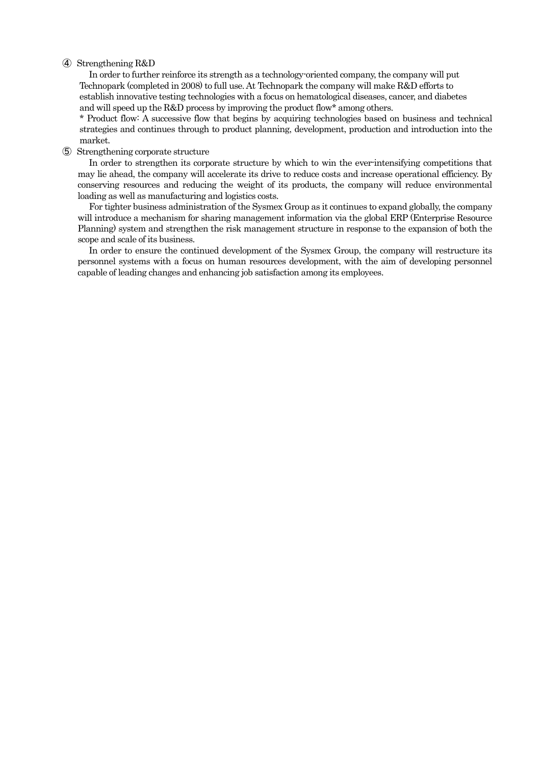④ Strengthening R&D

In order to further reinforce its strength as a technology-oriented company, the company will put Technopark (completed in 2008) to full use. At Technopark the company will make R&D efforts to establish innovative testing technologies with a focus on hematological diseases, cancer, and diabetes and will speed up the R&D process by improving the product flow* among others.

* Product flow: A successive flow that begins by acquiring technologies based on business and technical strategies and continues through to product planning, development, production and introduction into the market.

⑤ Strengthening corporate structure

In order to strengthen its corporate structure by which to win the ever-intensifying competitions that may lie ahead, the company will accelerate its drive to reduce costs and increase operational efficiency. By conserving resources and reducing the weight of its products, the company will reduce environmental loading as well as manufacturing and logistics costs.

For tighter business administration of the Sysmex Group as it continues to expand globally, the company will introduce a mechanism for sharing management information via the global ERP (Enterprise Resource Planning) system and strengthen the risk management structure in response to the expansion of both the scope and scale of its business.

In order to ensure the continued development of the Sysmex Group, the company will restructure its personnel systems with a focus on human resources development, with the aim of developing personnel capable of leading changes and enhancing job satisfaction among its employees.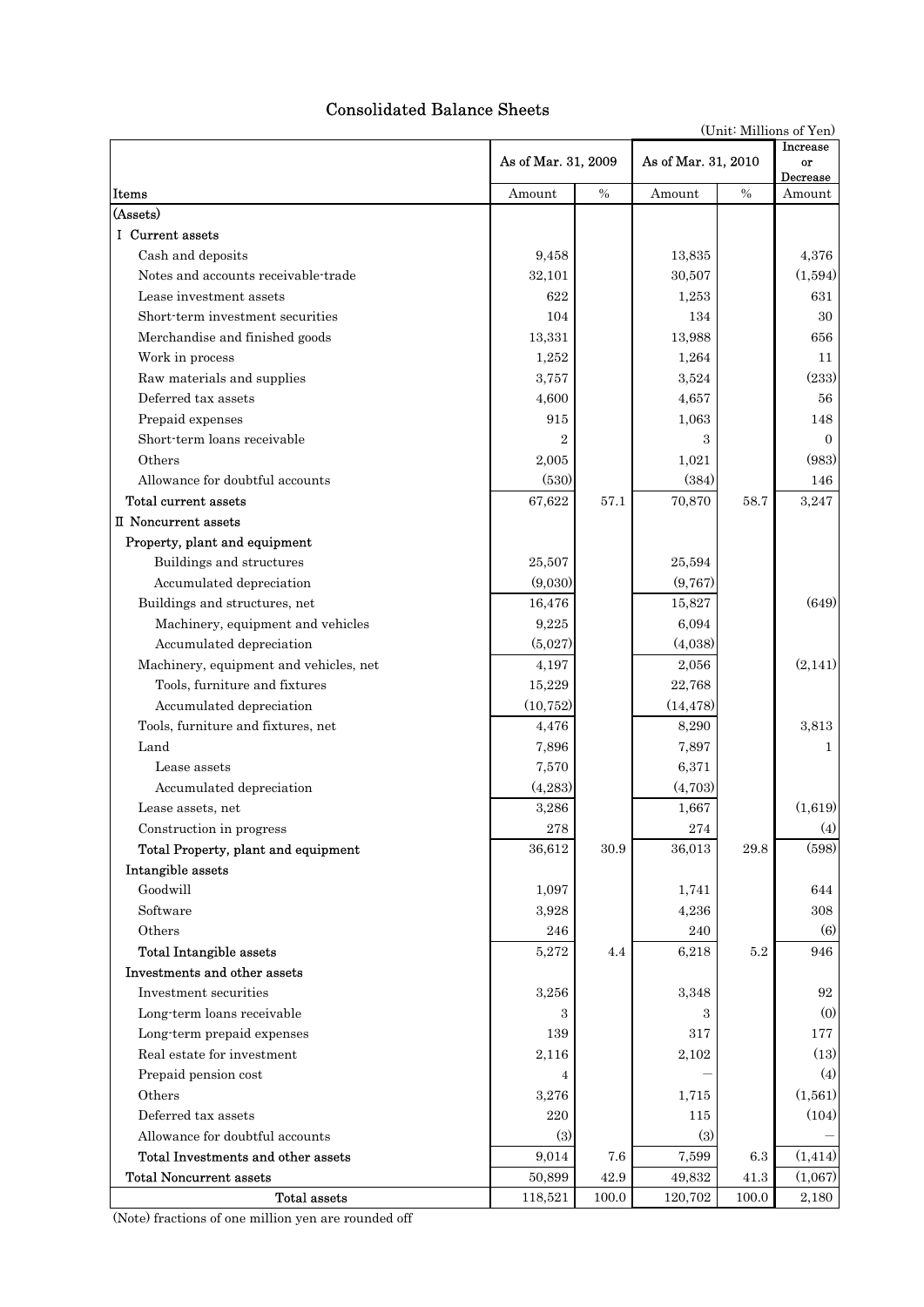# Consolidated Balance Sheets

(Unit: Millions of Yen)

| Items | As of Mar. 31, 2009 | | As of Mar. 31, 2010 | | Increase or Decrease |
|---|---|---|---|---|---|
| | Amount | % | Amount | % | Amount |
| (Assets) | | | | | |
| I Current assets | | | | | |
| Cash and deposits | 9,458 | | 13,835 | | 4,376 |
| Notes and accounts receivable-trade | 32,101 | | 30,507 | | (1,594) |
| Lease investment assets | 622 | | 1,253 | | 631 |
| Short-term investment securities | 104 | | 134 | | 30 |
| Merchandise and finished goods | 13,331 | | 13,988 | | 656 |
| Work in process | 1,252 | | 1,264 | | 11 |
| Raw materials and supplies | 3,757 | | 3,524 | | (233) |
| Deferred tax assets | 4,600 | | 4,657 | | 56 |
| Prepaid expenses | 915 | | 1,063 | | 148 |
| Short-term loans receivable | 2 | | 3 | | 0 |
| Others | 2,005 | | 1,021 | | (983) |
| Allowance for doubtful accounts | (530) | | (384) | | 146 |
| Total current assets | 67,622 | 57.1 | 70,870 | 58.7 | 3,247 |
| II Noncurrent assets | | | | | |
| Property, plant and equipment | | | | | |
| Buildings and structures | 25,507 | | 25,594 | | |
| Accumulated depreciation | (9,030) | | (9,767) | | |
| Buildings and structures, net | 16,476 | | 15,827 | | (649) |
| Machinery, equipment and vehicles | 9,225 | | 6,094 | | |
| Accumulated depreciation | (5,027) | | (4,038) | | |
| Machinery, equipment and vehicles, net | 4,197 | | 2,056 | | (2,141) |
| Tools, furniture and fixtures | 15,229 | | 22,768 | | |
| Accumulated depreciation | (10,752) | | (14,478) | | |
| Tools, furniture and fixtures, net | 4,476 | | 8,290 | | 3,813 |
| Land | 7,896 | | 7,897 | | 1 |
| Lease assets | 7,570 | | 6,371 | | |
| Accumulated depreciation | (4,283) | | (4,703) | | |
| Lease assets, net | 3,286 | | 1,667 | | (1,619) |
| Construction in progress | 278 | | 274 | | (4) |
| Total Property, plant and equipment | 36,612 | 30.9 | 36,013 | 29.8 | (598) |
| Intangible assets | | | | | |
| Goodwill | 1,097 | | 1,741 | | 644 |
| Software | 3,928 | | 4,236 | | 308 |
| Others | 246 | | 240 | | (6) |
| Total Intangible assets | 5,272 | 4.4 | 6,218 | 5.2 | 946 |
| Investments and other assets | | | | | |
| Investment securities | 3,256 | | 3,348 | | 92 |
| Long-term loans receivable | 3 | | 3 | | (0) |
| Long-term prepaid expenses | 139 | | 317 | | 177 |
| Real estate for investment | 2,116 | | 2,102 | | (13) |
| Prepaid pension cost | 4 | | — | | (4) |
| Others | 3,276 | | 1,715 | | (1,561) |
| Deferred tax assets | 220 | | 115 | | (104) |
| Allowance for doubtful accounts | (3) | | (3) | | — |
| Total Investments and other assets | 9,014 | 7.6 | 7,599 | 6.3 | (1,414) |
| Total Noncurrent assets | 50,899 | 42.9 | 49,832 | 41.3 | (1,067) |
| Total assets | 118,521 | 100.0 | 120,702 | 100.0 | 2,180 |

(Note) fractions of one million yen are rounded off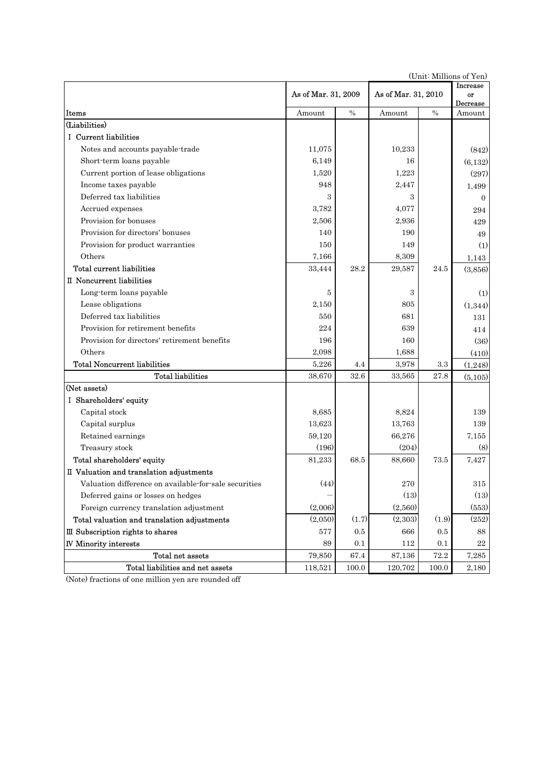(Unit: Millions of Yen)

| Items | As of Mar. 31, 2009 | | As of Mar. 31, 2010 | | Increase or Decrease |
|---|---|---|---|---|---|
| | Amount | % | Amount | % | Amount |
| (Liabilities) | | | | | |
| I Current liabilities | | | | | |
| Notes and accounts payable-trade | 11,075 | | 10,233 | | (842) |
| Short-term loans payable | 6,149 | | 16 | | (6,132) |
| Current portion of lease obligations | 1,520 | | 1,223 | | (297) |
| Income taxes payable | 948 | | 2,447 | | 1,499 |
| Deferred tax liabilities | 3 | | 3 | | 0 |
| Accrued expenses | 3,782 | | 4,077 | | 294 |
| Provision for bonuses | 2,506 | | 2,936 | | 429 |
| Provision for directors' bonuses | 140 | | 190 | | 49 |
| Provision for product warranties | 150 | | 149 | | (1) |
| Others | 7,166 | | 8,309 | | 1,143 |
| Total current liabilities | 33,444 | 28.2 | 29,587 | 24.5 | (3,856) |
| II Noncurrent liabilities | | | | | |
| Long-term loans payable | 5 | | 3 | | (1) |
| Lease obligations | 2,150 | | 805 | | (1,344) |
| Deferred tax liabilities | 550 | | 681 | | 131 |
| Provision for retirement benefits | 224 | | 639 | | 414 |
| Provision for directors' retirement benefits | 196 | | 160 | | (36) |
| Others | 2,098 | | 1,688 | | (410) |
| Total Noncurrent liabilities | 5,226 | 4.4 | 3,978 | 3.3 | (1,248) |
| Total liabilities | 38,670 | 32.6 | 33,565 | 27.8 | (5,105) |
| (Net assets) | | | | | |
| I Shareholders' equity | | | | | |
| Capital stock | 8,685 | | 8,824 | | 139 |
| Capital surplus | 13,623 | | 13,763 | | 139 |
| Retained earnings | 59,120 | | 66,276 | | 7,155 |
| Treasury stock | (196) | | (204) | | (8) |
| Total shareholders' equity | 81,233 | 68.5 | 88,660 | 73.5 | 7,427 |
| II Valuation and translation adjustments | | | | | |
| Valuation difference on available-for-sale securities | (44) | | 270 | | 315 |
| Deferred gains or losses on hedges | — | | (13) | | (13) |
| Foreign currency translation adjustment | (2,006) | | (2,560) | | (553) |
| Total valuation and translation adjustments | (2,050) | (1.7) | (2,303) | (1.9) | (252) |
| III Subscription rights to shares | 577 | 0.5 | 666 | 0.5 | 88 |
| IV Minority interests | 89 | 0.1 | 112 | 0.1 | 22 |
| Total net assets | 79,850 | 67.4 | 87,136 | 72.2 | 7,285 |
| Total liabilities and net assets | 118,521 | 100.0 | 120,702 | 100.0 | 2,180 |

(Note) fractions of one million yen are rounded off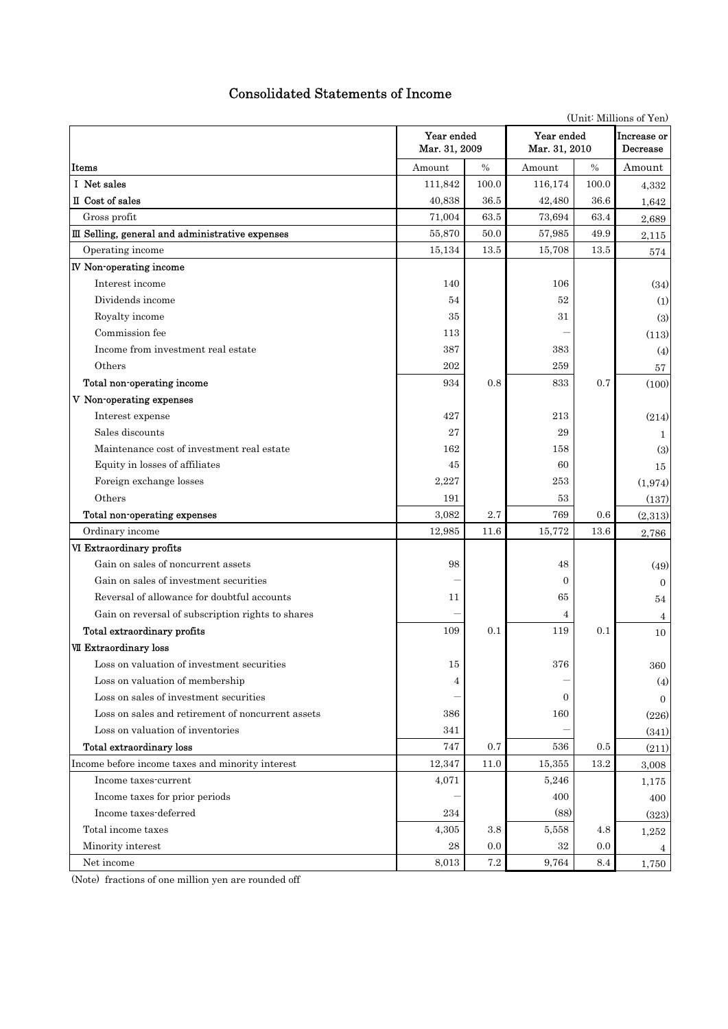# Consolidated Statements of Income

(Unit: Millions of Yen)

| Items | Year ended Mar. 31, 2009 | | Year ended Mar. 31, 2010 | | Increase or Decrease |
|---|---|---|---|---|---|
| | Amount | % | Amount | % | Amount |
| Ⅰ Net sales | 111,842 | 100.0 | 116,174 | 100.0 | 4,332 |
| Ⅱ Cost of sales | 40,838 | 36.5 | 42,480 | 36.6 | 1,642 |
| Gross profit | 71,004 | 63.5 | 73,694 | 63.4 | 2,689 |
| Ⅲ Selling, general and administrative expenses | 55,870 | 50.0 | 57,985 | 49.9 | 2,115 |
| Operating income | 15,134 | 13.5 | 15,708 | 13.5 | 574 |
| Ⅳ Non-operating income | | | | | |
| Interest income | 140 | | 106 | | (34) |
| Dividends income | 54 | | 52 | | (1) |
| Royalty income | 35 | | 31 | | (3) |
| Commission fee | 113 | | ― | | (113) |
| Income from investment real estate | 387 | | 383 | | (4) |
| Others | 202 | | 259 | | 57 |
| Total non-operating income | 934 | 0.8 | 833 | 0.7 | (100) |
| Ⅴ Non-operating expenses | | | | | |
| Interest expense | 427 | | 213 | | (214) |
| Sales discounts | 27 | | 29 | | 1 |
| Maintenance cost of investment real estate | 162 | | 158 | | (3) |
| Equity in losses of affiliates | 45 | | 60 | | 15 |
| Foreign exchange losses | 2,227 | | 253 | | (1,974) |
| Others | 191 | | 53 | | (137) |
| Total non-operating expenses | 3,082 | 2.7 | 769 | 0.6 | (2,313) |
| Ordinary income | 12,985 | 11.6 | 15,772 | 13.6 | 2,786 |
| Ⅵ Extraordinary profits | | | | | |
| Gain on sales of noncurrent assets | 98 | | 48 | | (49) |
| Gain on sales of investment securities | ― | | 0 | | 0 |
| Reversal of allowance for doubtful accounts | 11 | | 65 | | 54 |
| Gain on reversal of subscription rights to shares | ― | | 4 | | 4 |
| Total extraordinary profits | 109 | 0.1 | 119 | 0.1 | 10 |
| Ⅶ Extraordinary loss | | | | | |
| Loss on valuation of investment securities | 15 | | 376 | | 360 |
| Loss on valuation of membership | 4 | | ― | | (4) |
| Loss on sales of investment securities | ― | | 0 | | 0 |
| Loss on sales and retirement of noncurrent assets | 386 | | 160 | | (226) |
| Loss on valuation of inventories | 341 | | ― | | (341) |
| Total extraordinary loss | 747 | 0.7 | 536 | 0.5 | (211) |
| Income before income taxes and minority interest | 12,347 | 11.0 | 15,355 | 13.2 | 3,008 |
| Income taxes-current | 4,071 | | 5,246 | | 1,175 |
| Income taxes for prior periods | ― | | 400 | | 400 |
| Income taxes-deferred | 234 | | (88) | | (323) |
| Total income taxes | 4,305 | 3.8 | 5,558 | 4.8 | 1,252 |
| Minority interest | 28 | 0.0 | 32 | 0.0 | 4 |
| Net income | 8,013 | 7.2 | 9,764 | 8.4 | 1,750 |

(Note) fractions of one million yen are rounded off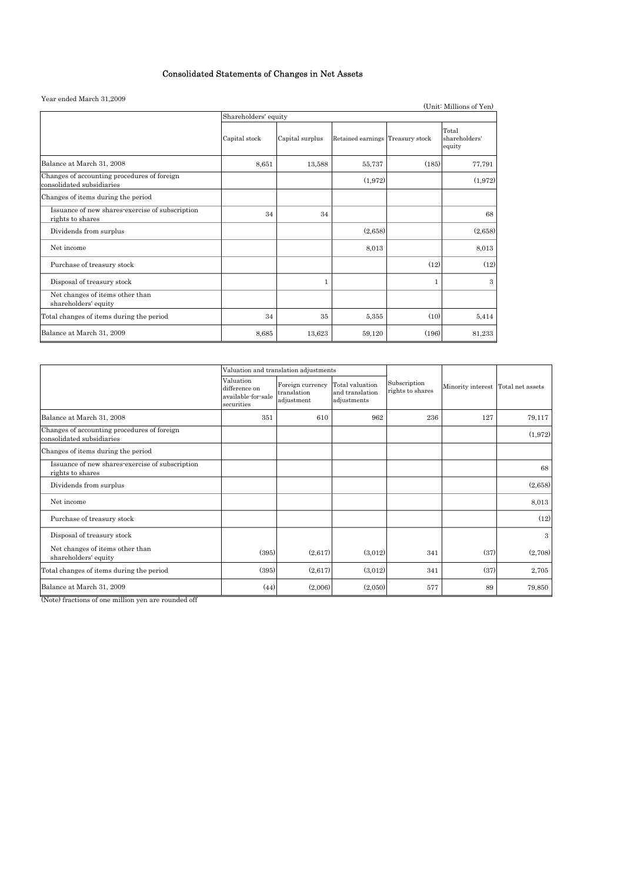# Consolidated Statements of Changes in Net Assets

Year ended March 31,2009

(Unit: Millions of Yen)

| | Shareholders' equity | | | | |
|---|---|---|---|---|---|
| | Capital stock | Capital surplus | Retained earnings | Treasury stock | Total shareholders' equity |
| Balance at March 31, 2008 | 8,651 | 13,588 | 55,737 | (185) | 77,791 |
| Changes of accounting procedures of foreign consolidated subsidiaries | | | (1,972) | | (1,972) |
| Changes of items during the period | | | | | |
| Issuance of new shares-exercise of subscription rights to shares | 34 | 34 | | | 68 |
| Dividends from surplus | | | (2,658) | | (2,658) |
| Net income | | | 8,013 | | 8,013 |
| Purchase of treasury stock | | | | (12) | (12) |
| Disposal of treasury stock | | 1 | | 1 | 3 |
| Net changes of items other than shareholders' equity | | | | | |
| Total changes of items during the period | 34 | 35 | 5,355 | (10) | 5,414 |
| Balance at March 31, 2009 | 8,685 | 13,623 | 59,120 | (196) | 81,233 |

| | Valuation and translation adjustments | | | Subscription rights to shares | Minority interest | Total net assets |
|---|---|---|---|---|---|---|
| | Valuation difference on available-for-sale securities | Foreign currency translation adjustment | Total valuation and translation adjustments | | | |
| Balance at March 31, 2008 | 351 | 610 | 962 | 236 | 127 | 79,117 |
| Changes of accounting procedures of foreign consolidated subsidiaries | | | | | | (1,972) |
| Changes of items during the period | | | | | | |
| Issuance of new shares-exercise of subscription rights to shares | | | | | | 68 |
| Dividends from surplus | | | | | | (2,658) |
| Net income | | | | | | 8,013 |
| Purchase of treasury stock | | | | | | (12) |
| Disposal of treasury stock | | | | | | 3 |
| Net changes of items other than shareholders' equity | (395) | (2,617) | (3,012) | 341 | (37) | (2,708) |
| Total changes of items during the period | (395) | (2,617) | (3,012) | 341 | (37) | 2,705 |
| Balance at March 31, 2009 | (44) | (2,006) | (2,050) | 577 | 89 | 79,850 |

(Note) fractions of one million yen are rounded off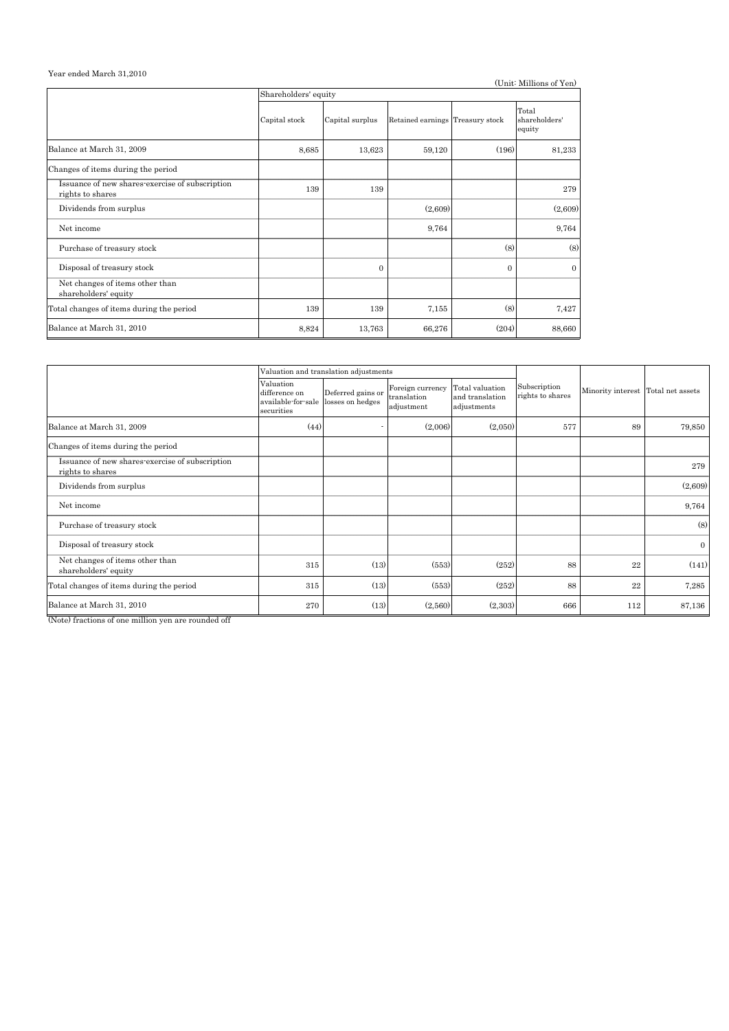Year ended March 31,2010

(Unit: Millions of Yen)

| | Shareholders' equity | | | | |
|---|---|---|---|---|---|
| | Capital stock | Capital surplus | Retained earnings | Treasury stock | Total shareholders' equity |
| Balance at March 31, 2009 | 8,685 | 13,623 | 59,120 | (196) | 81,233 |
| Changes of items during the period | | | | | |
| Issuance of new shares-exercise of subscription rights to shares | 139 | 139 | | | 279 |
| Dividends from surplus | | | (2,609) | | (2,609) |
| Net income | | | 9,764 | | 9,764 |
| Purchase of treasury stock | | | | (8) | (8) |
| Disposal of treasury stock | | 0 | | 0 | 0 |
| Net changes of items other than shareholders' equity | | | | | |
| Total changes of items during the period | 139 | 139 | 7,155 | (8) | 7,427 |
| Balance at March 31, 2010 | 8,824 | 13,763 | 66,276 | (204) | 88,660 |

| | Valuation and translation adjustments | | | | | | |
|---|---|---|---|---|---|---|---|
| | Valuation difference on available-for-sale securities | Deferred gains or losses on hedges | Foreign currency translation adjustment | Total valuation and translation adjustments | Subscription rights to shares | Minority interest | Total net assets |
| Balance at March 31, 2009 | (44) | - | (2,006) | (2,050) | 577 | 89 | 79,850 |
| Changes of items during the period | | | | | | | |
| Issuance of new shares-exercise of subscription rights to shares | | | | | | | 279 |
| Dividends from surplus | | | | | | | (2,609) |
| Net income | | | | | | | 9,764 |
| Purchase of treasury stock | | | | | | | (8) |
| Disposal of treasury stock | | | | | | | 0 |
| Net changes of items other than shareholders' equity | 315 | (13) | (553) | (252) | 88 | 22 | (141) |
| Total changes of items during the period | 315 | (13) | (553) | (252) | 88 | 22 | 7,285 |
| Balance at March 31, 2010 | 270 | (13) | (2,560) | (2,303) | 666 | 112 | 87,136 |

(Note) fractions of one million yen are rounded off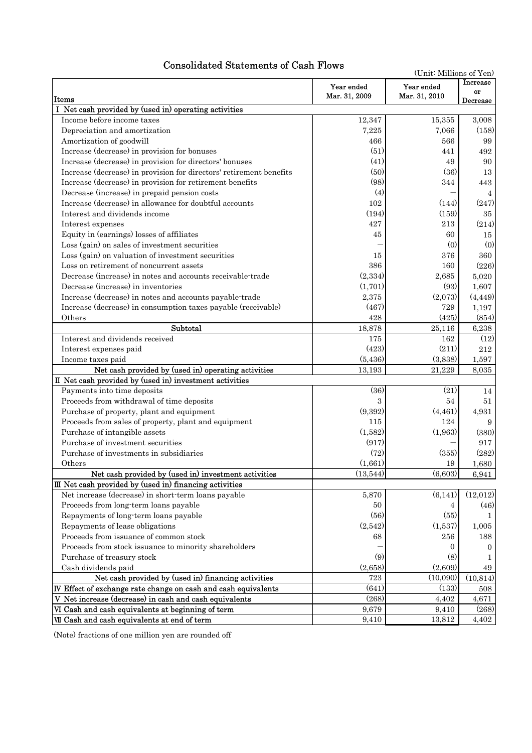# Consolidated Statements of Cash Flows

(Unit: Millions of Yen)

| Items | Year ended Mar. 31, 2009 | Year ended Mar. 31, 2010 | Increase or Decrease |
|---|---|---|---|
| I Net cash provided by (used in) operating activities | | | |
| Income before income taxes | 12,347 | 15,355 | 3,008 |
| Depreciation and amortization | 7,225 | 7,066 | (158) |
| Amortization of goodwill | 466 | 566 | 99 |
| Increase (decrease) in provision for bonuses | (51) | 441 | 492 |
| Increase (decrease) in provision for directors' bonuses | (41) | 49 | 90 |
| Increase (decrease) in provision for directors' retirement benefits | (50) | (36) | 13 |
| Increase (decrease) in provision for retirement benefits | (98) | 344 | 443 |
| Decrease (increase) in prepaid pension costs | (4) | — | 4 |
| Increase (decrease) in allowance for doubtful accounts | 102 | (144) | (247) |
| Interest and dividends income | (194) | (159) | 35 |
| Interest expenses | 427 | 213 | (214) |
| Equity in (earnings) losses of affiliates | 45 | 60 | 15 |
| Loss (gain) on sales of investment securities | — | (0) | (0) |
| Loss (gain) on valuation of investment securities | 15 | 376 | 360 |
| Loss on retirement of noncurrent assets | 386 | 160 | (226) |
| Decrease (increase) in notes and accounts receivable-trade | (2,334) | 2,685 | 5,020 |
| Decrease (increase) in inventories | (1,701) | (93) | 1,607 |
| Increase (decrease) in notes and accounts payable-trade | 2,375 | (2,073) | (4,449) |
| Increase (decrease) in consumption taxes payable (receivable) | (467) | 729 | 1,197 |
| Others | 428 | (425) | (854) |
| Subtotal | 18,878 | 25,116 | 6,238 |
| Interest and dividends received | 175 | 162 | (12) |
| Interest expenses paid | (423) | (211) | 212 |
| Income taxes paid | (5,436) | (3,838) | 1,597 |
| Net cash provided by (used in) operating activities | 13,193 | 21,229 | 8,035 |
| II Net cash provided by (used in) investment activities | | | |
| Payments into time deposits | (36) | (21) | 14 |
| Proceeds from withdrawal of time deposits | 3 | 54 | 51 |
| Purchase of property, plant and equipment | (9,392) | (4,461) | 4,931 |
| Proceeds from sales of property, plant and equipment | 115 | 124 | 9 |
| Purchase of intangible assets | (1,582) | (1,963) | (380) |
| Purchase of investment securities | (917) | — | 917 |
| Purchase of investments in subsidiaries | (72) | (355) | (282) |
| Others | (1,661) | 19 | 1,680 |
| Net cash provided by (used in) investment activities | (13,544) | (6,603) | 6,941 |
| III Net cash provided by (used in) financing activities | | | |
| Net increase (decrease) in short-term loans payable | 5,870 | (6,141) | (12,012) |
| Proceeds from long-term loans payable | 50 | 4 | (46) |
| Repayments of long-term loans payable | (56) | (55) | 1 |
| Repayments of lease obligations | (2,542) | (1,537) | 1,005 |
| Proceeds from issuance of common stock | 68 | 256 | 188 |
| Proceeds from stock issuance to minority shareholders | — | 0 | 0 |
| Purchase of treasury stock | (9) | (8) | 1 |
| Cash dividends paid | (2,658) | (2,609) | 49 |
| Net cash provided by (used in) financing activities | 723 | (10,090) | (10,814) |
| IV Effect of exchange rate change on cash and cash equivalents | (641) | (133) | 508 |
| V Net increase (decrease) in cash and cash equivalents | (268) | 4,402 | 4,671 |
| VI Cash and cash equivalents at beginning of term | 9,679 | 9,410 | (268) |
| VII Cash and cash equivalents at end of term | 9,410 | 13,812 | 4,402 |

(Note) fractions of one million yen are rounded off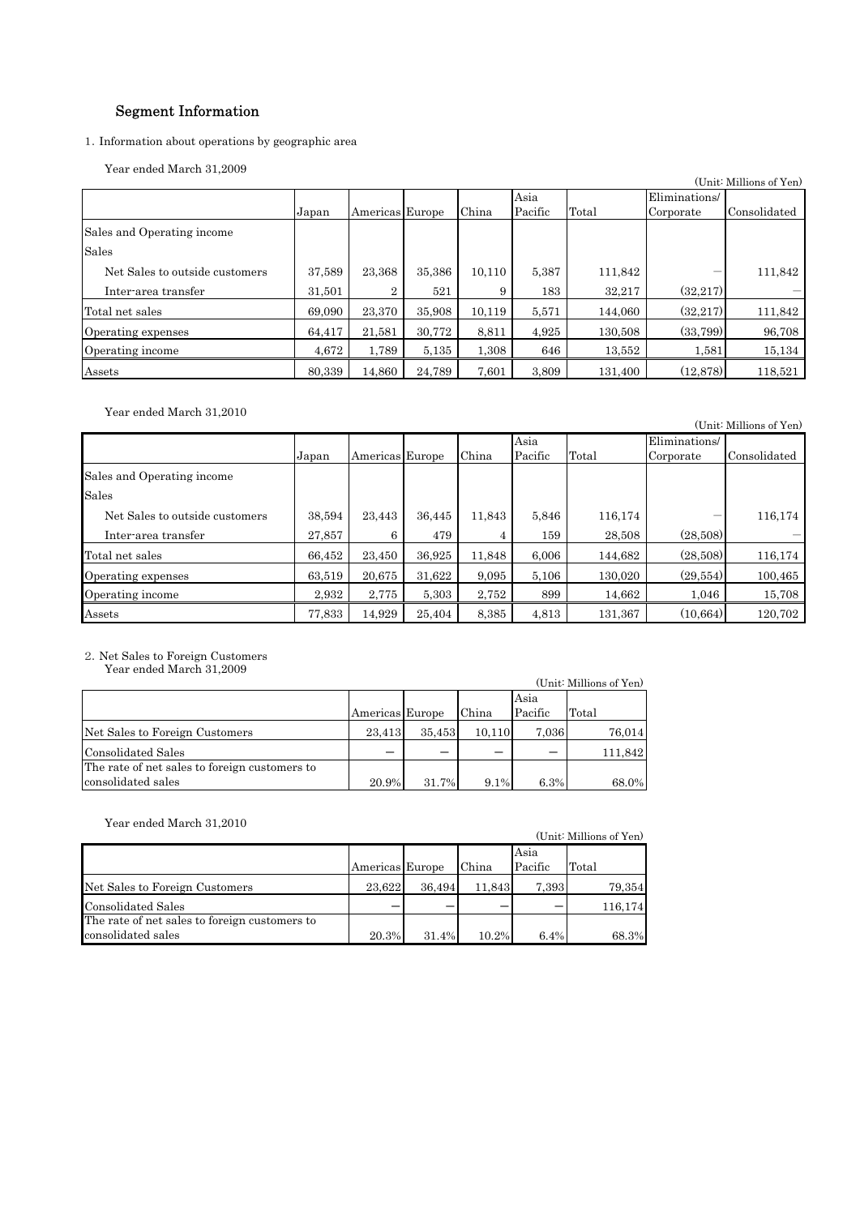# Segment Information

1. Information about operations by geographic area

Year ended March 31,2009

(Unit: Millions of Yen)

| | Japan | Americas | Europe | China | Asia Pacific | Total | Eliminations/ Corporate | Consolidated |
|---|---|---|---|---|---|---|---|---|
| Sales and Operating income | | | | | | | | |
| Sales | | | | | | | | |
| Net Sales to outside customers | 37,589 | 23,368 | 35,386 | 10,110 | 5,387 | 111,842 | — | 111,842 |
| Inter-area transfer | 31,501 | 2 | 521 | 9 | 183 | 32,217 | (32,217) | — |
| Total net sales | 69,090 | 23,370 | 35,908 | 10,119 | 5,571 | 144,060 | (32,217) | 111,842 |
| Operating expenses | 64,417 | 21,581 | 30,772 | 8,811 | 4,925 | 130,508 | (33,799) | 96,708 |
| Operating income | 4,672 | 1,789 | 5,135 | 1,308 | 646 | 13,552 | 1,581 | 15,134 |
| Assets | 80,339 | 14,860 | 24,789 | 7,601 | 3,809 | 131,400 | (12,878) | 118,521 |

Year ended March 31,2010

(Unit: Millions of Yen)

| | Japan | Americas | Europe | China | Asia Pacific | Total | Eliminations/ Corporate | Consolidated |
|---|---|---|---|---|---|---|---|---|
| Sales and Operating income | | | | | | | | |
| Sales | | | | | | | | |
| Net Sales to outside customers | 38,594 | 23,443 | 36,445 | 11,843 | 5,846 | 116,174 | — | 116,174 |
| Inter-area transfer | 27,857 | 6 | 479 | 4 | 159 | 28,508 | (28,508) | — |
| Total net sales | 66,452 | 23,450 | 36,925 | 11,848 | 6,006 | 144,682 | (28,508) | 116,174 |
| Operating expenses | 63,519 | 20,675 | 31,622 | 9,095 | 5,106 | 130,020 | (29,554) | 100,465 |
| Operating income | 2,932 | 2,775 | 5,303 | 2,752 | 899 | 14,662 | 1,046 | 15,708 |
| Assets | 77,833 | 14,929 | 25,404 | 8,385 | 4,813 | 131,367 | (10,664) | 120,702 |

2. Net Sales to Foreign Customers

Year ended March 31,2009

(Unit: Millions of Yen)

| | Americas | Europe | China | Asia Pacific | Total |
|---|---|---|---|---|---|
| Net Sales to Foreign Customers | 23,413 | 35,453 | 10,110 | 7,036 | 76,014 |
| Consolidated Sales | — | — | — | — | 111,842 |
| The rate of net sales to foreign customers to consolidated sales | 20.9% | 31.7% | 9.1% | 6.3% | 68.0% |

Year ended March 31,2010

(Unit: Millions of Yen)

| | Americas | Europe | China | Asia Pacific | Total |
|---|---|---|---|---|---|
| Net Sales to Foreign Customers | 23,622 | 36,494 | 11,843 | 7,393 | 79,354 |
| Consolidated Sales | — | — | — | — | 116,174 |
| The rate of net sales to foreign customers to consolidated sales | 20.3% | 31.4% | 10.2% | 6.4% | 68.3% |